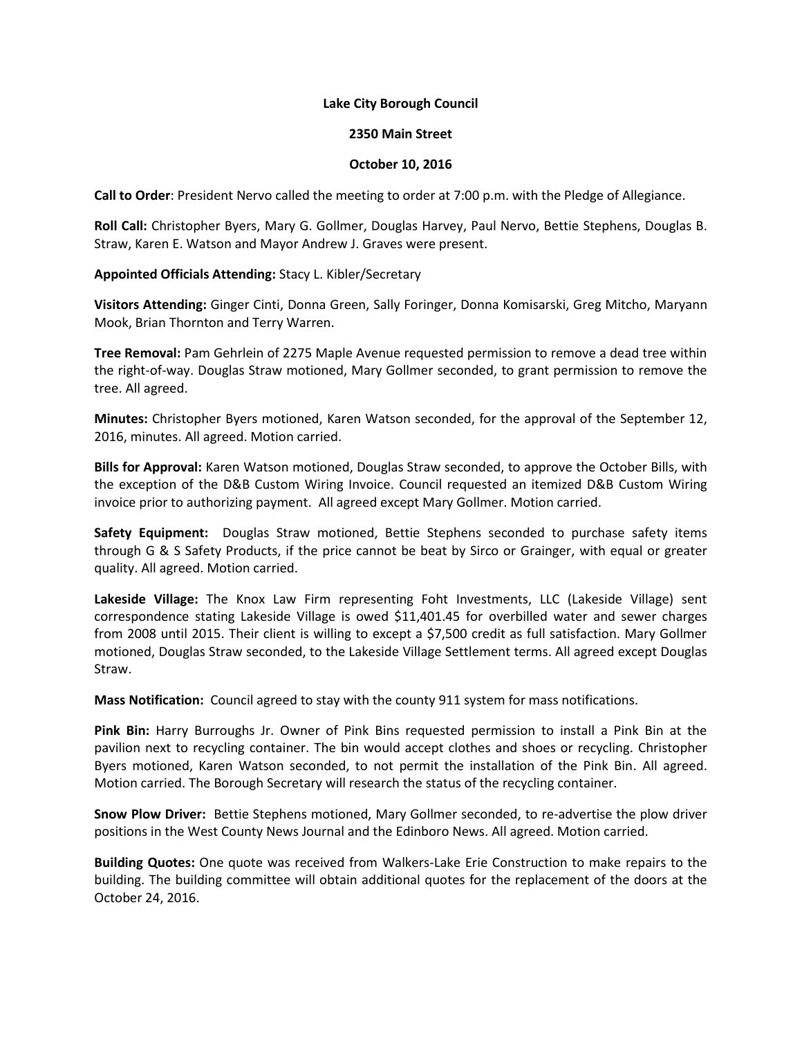**Lake City Borough Council**

**2350 Main Street**

**October 10, 2016**

**Call to Order**: President Nervo called the meeting to order at 7:00 p.m. with the Pledge of Allegiance.

**Roll Call:** Christopher Byers, Mary G. Gollmer, Douglas Harvey, Paul Nervo, Bettie Stephens, Douglas B. Straw, Karen E. Watson and Mayor Andrew J. Graves were present.

**Appointed Officials Attending:** Stacy L. Kibler/Secretary

**Visitors Attending:** Ginger Cinti, Donna Green, Sally Foringer, Donna Komisarski, Greg Mitcho, Maryann Mook, Brian Thornton and Terry Warren.

**Tree Removal:** Pam Gehrlein of 2275 Maple Avenue requested permission to remove a dead tree within the right-of-way. Douglas Straw motioned, Mary Gollmer seconded, to grant permission to remove the tree. All agreed.

**Minutes:** Christopher Byers motioned, Karen Watson seconded, for the approval of the September 12, 2016, minutes. All agreed. Motion carried.

**Bills for Approval:** Karen Watson motioned, Douglas Straw seconded, to approve the October Bills, with the exception of the D&B Custom Wiring Invoice. Council requested an itemized D&B Custom Wiring invoice prior to authorizing payment. All agreed except Mary Gollmer. Motion carried.

**Safety Equipment:** Douglas Straw motioned, Bettie Stephens seconded to purchase safety items through G & S Safety Products, if the price cannot be beat by Sirco or Grainger, with equal or greater quality. All agreed. Motion carried.

**Lakeside Village:** The Knox Law Firm representing Foht Investments, LLC (Lakeside Village) sent correspondence stating Lakeside Village is owed $11,401.45 for overbilled water and sewer charges from 2008 until 2015. Their client is willing to except a $7,500 credit as full satisfaction. Mary Gollmer motioned, Douglas Straw seconded, to the Lakeside Village Settlement terms. All agreed except Douglas Straw.

**Mass Notification:** Council agreed to stay with the county 911 system for mass notifications.

**Pink Bin:** Harry Burroughs Jr. Owner of Pink Bins requested permission to install a Pink Bin at the pavilion next to recycling container. The bin would accept clothes and shoes or recycling. Christopher Byers motioned, Karen Watson seconded, to not permit the installation of the Pink Bin. All agreed. Motion carried. The Borough Secretary will research the status of the recycling container.

**Snow Plow Driver:** Bettie Stephens motioned, Mary Gollmer seconded, to re-advertise the plow driver positions in the West County News Journal and the Edinboro News. All agreed. Motion carried.

**Building Quotes:** One quote was received from Walkers-Lake Erie Construction to make repairs to the building. The building committee will obtain additional quotes for the replacement of the doors at the October 24, 2016.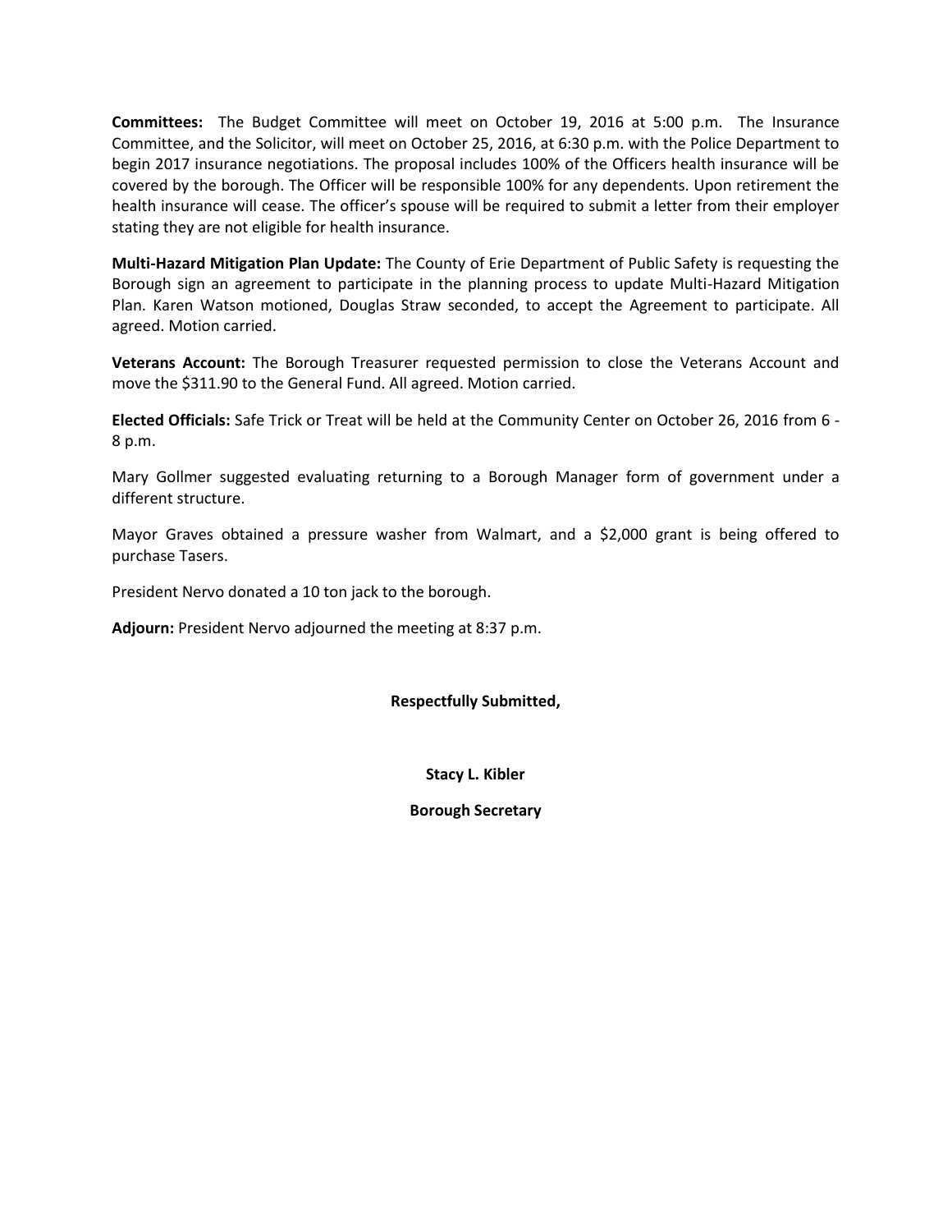**Committees:** The Budget Committee will meet on October 19, 2016 at 5:00 p.m. The Insurance Committee, and the Solicitor, will meet on October 25, 2016, at 6:30 p.m. with the Police Department to begin 2017 insurance negotiations. The proposal includes 100% of the Officers health insurance will be covered by the borough. The Officer will be responsible 100% for any dependents. Upon retirement the health insurance will cease. The officer's spouse will be required to submit a letter from their employer stating they are not eligible for health insurance.

**Multi-Hazard Mitigation Plan Update:** The County of Erie Department of Public Safety is requesting the Borough sign an agreement to participate in the planning process to update Multi-Hazard Mitigation Plan. Karen Watson motioned, Douglas Straw seconded, to accept the Agreement to participate. All agreed. Motion carried.

**Veterans Account:** The Borough Treasurer requested permission to close the Veterans Account and move the $311.90 to the General Fund. All agreed. Motion carried.

**Elected Officials:** Safe Trick or Treat will be held at the Community Center on October 26, 2016 from 6 - 8 p.m.

Mary Gollmer suggested evaluating returning to a Borough Manager form of government under a different structure.

Mayor Graves obtained a pressure washer from Walmart, and a $2,000 grant is being offered to purchase Tasers.

President Nervo donated a 10 ton jack to the borough.

**Adjourn:** President Nervo adjourned the meeting at 8:37 p.m.

**Respectfully Submitted,**

**Stacy L. Kibler**

**Borough Secretary**